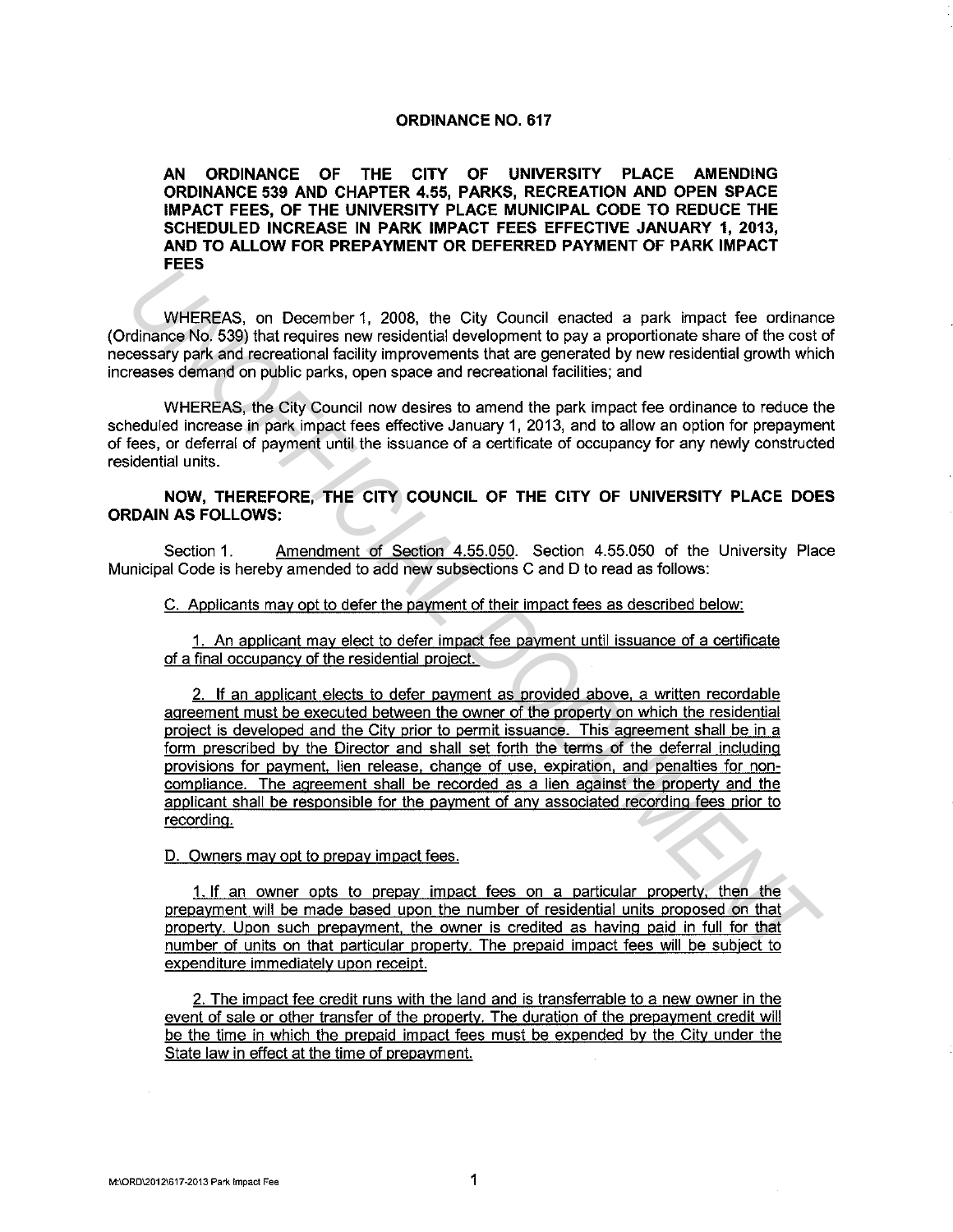# ORDINANCE NO. 617

## AN ORDINANCE OF THE CITY OF UNIVERSITY PLACE AMENDING ORDINANCE 539 AND CHAPTER 4.55, PARKS, RECREATION AND OPEN SPACE IMPACT FEES, OF THE UNIVERSITY PLACE MUNICIPAL CODE TO REDUCE THE SCHEDULED INCREASE IN PARK IMPACT FEES EFFECTIVE JANUARY 1, 2013, AND TO ALLOW FOR PREPAYMENT OR DEFERRED PAYMENT OF PARK IMPACT FEES

WHEREAS, on December 1, 2008, the City Council enacted a park impact fee ordinance (Ordinance No. 539) that requires new residential development to pay a proportionate share of the cost of necessary park and recreational facility improvements that are generated by new residential growth which increases demand on public parks, open space and recreational facilities; and

WHEREAS, the City Council now desires to amend the park impact fee ordinance to reduce the scheduled increase in park impact fees effective January 1, 2013, and to allow an option for prepayment of fees, or deferral of payment until the issuance of a certificate of occupancy for any newly constructed residential units.

**NOW, THEREFORE, THE CITY COUNCIL OF THE CITY OF UNIVERSITY PLACE DOES ORDAIN AS FOLLOWS:**

Section 1. Amendment of Section 4.55.050. Section 4.55.050 of the University Place Municipal Code is hereby amended to add new subsections C and D to read as follows:

C. Applicants may opt to defer the payment of their impact fees as described below:

1. An applicant may elect to defer impact fee payment until issuance of a certificate of a final occupancy of the residential project.

2. If an applicant elects to defer payment as provided above, a written recordable agreement must be executed between the owner of the property on which the residential project is developed and the City prior to permit issuance. This agreement shall be in a form prescribed by the Director and shall set forth the terms of the deferral including provisions for payment, lien release, change of use, expiration, and penalties for non-compliance. The agreement shall be recorded as a lien against the property and the applicant shall be responsible for the payment of any associated recording fees prior to recording.

D. Owners may opt to prepay impact fees.

1. If an owner opts to prepay impact fees on a particular property, then the prepayment will be made based upon the number of residential units proposed on that property. Upon such prepayment, the owner is credited as having paid in full for that number of units on that particular property. The prepaid impact fees will be subject to expenditure immediately upon receipt.

2. The impact fee credit runs with the land and is transferrable to a new owner in the event of sale or other transfer of the property. The duration of the prepayment credit will be the time in which the prepaid impact fees must be expended by the City under the State law in effect at the time of prepayment.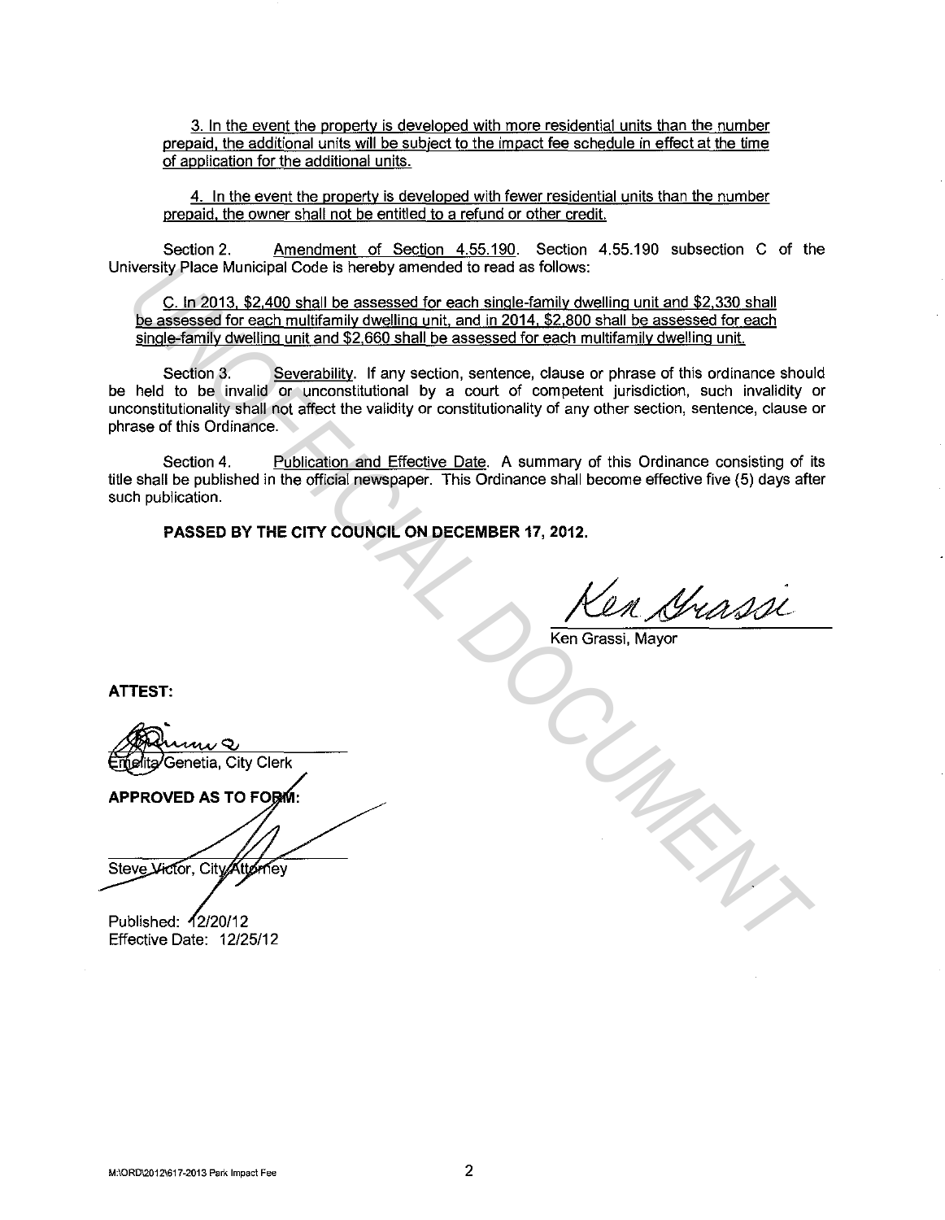3. In the event the property is developed with more residential units than the number prepaid, the additional units will be subject to the impact fee schedule in effect at the time of application for the additional units.

4. In the event the property is developed with fewer residential units than the number prepaid, the owner shall not be entitled to a refund or other credit.

Section 2. Amendment of Section 4.55.190. Section 4.55.190 subsection C of the University Place Municipal Code is hereby amended to read as follows:

C. In 2013, $2,400 shall be assessed for each single-family dwelling unit and $2,330 shall be assessed for each multifamily dwelling unit, and in 2014, $2,800 shall be assessed for each single-family dwelling unit and $2,660 shall be assessed for each multifamily dwelling unit.

Section 3. Severability. If any section, sentence, clause or phrase of this ordinance should be held to be invalid or unconstitutional by a court of competent jurisdiction, such invalidity or unconstitutionality shall not affect the validity or constitutionality of any other section, sentence, clause or phrase of this Ordinance.

Section 4. Publication and Effective Date. A summary of this Ordinance consisting of its title shall be published in the official newspaper. This Ordinance shall become effective five (5) days after such publication.

**PASSED BY THE CITY COUNCIL ON DECEMBER 17, 2012.**

Ken Grassi

Ken Grassi, Mayor

**ATTEST:**

Emelita Genetia, City Clerk

**APPROVED AS TO FORM:**

Steve Victor, City Attorney

Published: 12/20/12
Effective Date: 12/25/12

UNOFFICIAL DOCUMENT